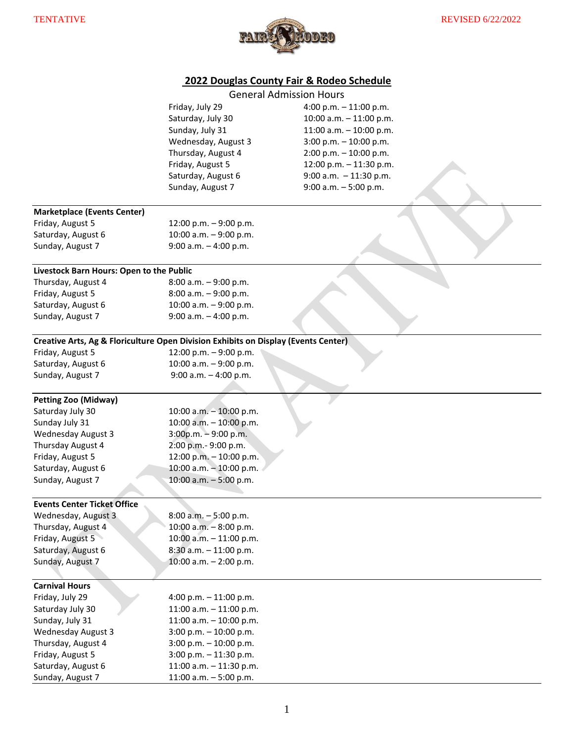TENTATIVE

REVISED 6/22/2022

# 2022 Douglas County Fair & Rodeo Schedule

## General Admission Hours

| | |
|---|---|
| Friday, July 29 | 4:00 p.m. – 11:00 p.m. |
| Saturday, July 30 | 10:00 a.m. – 11:00 p.m. |
| Sunday, July 31 | 11:00 a.m. – 10:00 p.m. |
| Wednesday, August 3 | 3:00 p.m. – 10:00 p.m. |
| Thursday, August 4 | 2:00 p.m. – 10:00 p.m. |
| Friday, August 5 | 12:00 p.m. – 11:30 p.m. |
| Saturday, August 6 | 9:00 a.m. – 11:30 p.m. |
| Sunday, August 7 | 9:00 a.m. – 5:00 p.m. |

**Marketplace (Events Center)**

| | |
|---|---|
| Friday, August 5 | 12:00 p.m. – 9:00 p.m. |
| Saturday, August 6 | 10:00 a.m. – 9:00 p.m. |
| Sunday, August 7 | 9:00 a.m. – 4:00 p.m. |

**Livestock Barn Hours: Open to the Public**

| | |
|---|---|
| Thursday, August 4 | 8:00 a.m. – 9:00 p.m. |
| Friday, August 5 | 8:00 a.m. – 9:00 p.m. |
| Saturday, August 6 | 10:00 a.m. – 9:00 p.m. |
| Sunday, August 7 | 9:00 a.m. – 4:00 p.m. |

**Creative Arts, Ag & Floriculture Open Division Exhibits on Display (Events Center)**

| | |
|---|---|
| Friday, August 5 | 12:00 p.m. – 9:00 p.m. |
| Saturday, August 6 | 10:00 a.m. – 9:00 p.m. |
| Sunday, August 7 | 9:00 a.m. – 4:00 p.m. |

**Petting Zoo (Midway)**

| | |
|---|---|
| Saturday July 30 | 10:00 a.m. – 10:00 p.m. |
| Sunday July 31 | 10:00 a.m. – 10:00 p.m. |
| Wednesday August 3 | 3:00p.m. – 9:00 p.m. |
| Thursday August 4 | 2:00 p.m.- 9:00 p.m. |
| Friday, August 5 | 12:00 p.m. – 10:00 p.m. |
| Saturday, August 6 | 10:00 a.m. – 10:00 p.m. |
| Sunday, August 7 | 10:00 a.m. – 5:00 p.m. |

**Events Center Ticket Office**

| | |
|---|---|
| Wednesday, August 3 | 8:00 a.m. – 5:00 p.m. |
| Thursday, August 4 | 10:00 a.m. – 8:00 p.m. |
| Friday, August 5 | 10:00 a.m. – 11:00 p.m. |
| Saturday, August 6 | 8:30 a.m. – 11:00 p.m. |
| Sunday, August 7 | 10:00 a.m. – 2:00 p.m. |

**Carnival Hours**

| | |
|---|---|
| Friday, July 29 | 4:00 p.m. – 11:00 p.m. |
| Saturday July 30 | 11:00 a.m. – 11:00 p.m. |
| Sunday, July 31 | 11:00 a.m. – 10:00 p.m. |
| Wednesday August 3 | 3:00 p.m. – 10:00 p.m. |
| Thursday, August 4 | 3:00 p.m. – 10:00 p.m. |
| Friday, August 5 | 3:00 p.m. – 11:30 p.m. |
| Saturday, August 6 | 11:00 a.m. – 11:30 p.m. |
| Sunday, August 7 | 11:00 a.m. – 5:00 p.m. |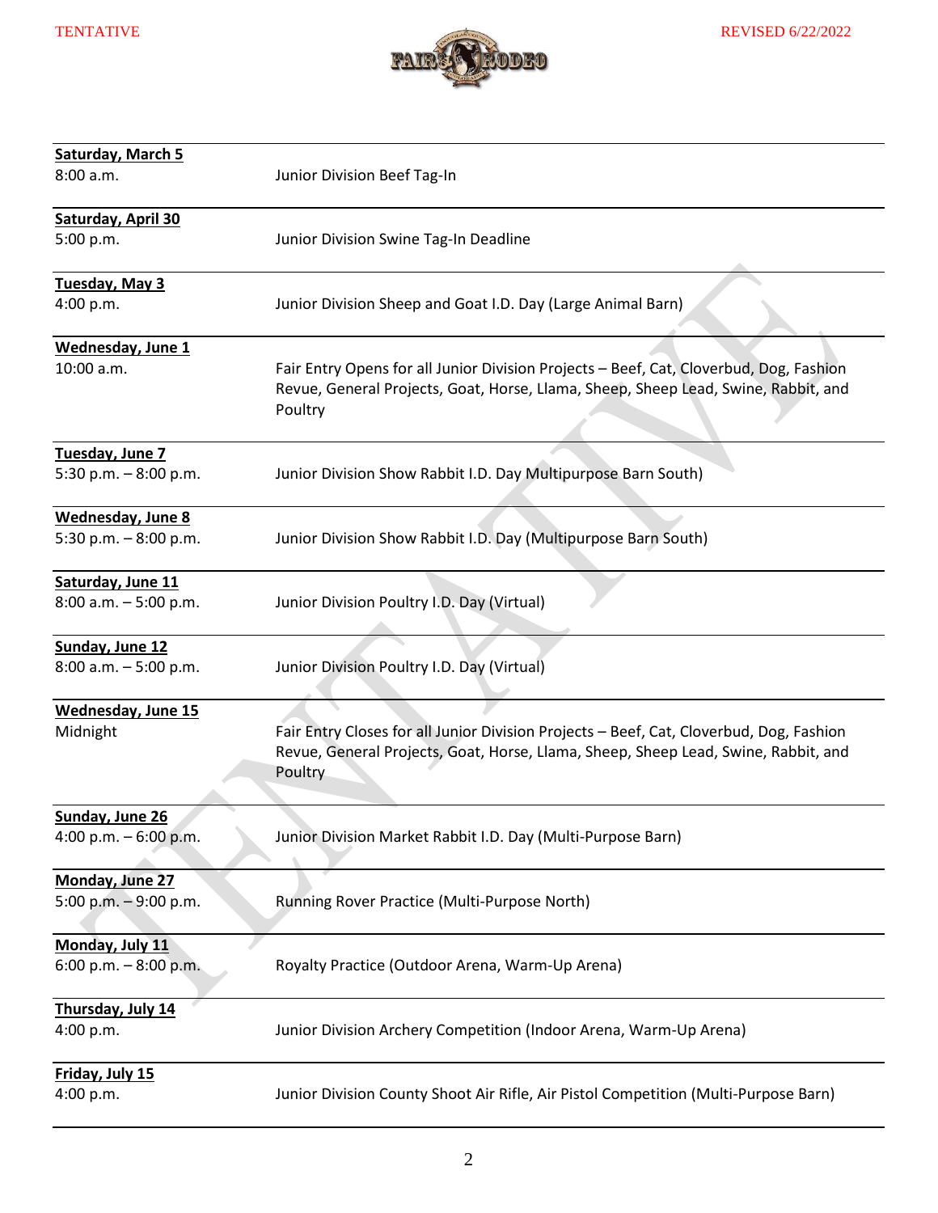TENTATIVE

REVISED 6/22/2022

| | |
|---|---|
| **Saturday, March 5** | |
| 8:00 a.m. | Junior Division Beef Tag-In |
| **Saturday, April 30** | |
| 5:00 p.m. | Junior Division Swine Tag-In Deadline |
| **Tuesday, May 3** | |
| 4:00 p.m. | Junior Division Sheep and Goat I.D. Day (Large Animal Barn) |
| **Wednesday, June 1** | |
| 10:00 a.m. | Fair Entry Opens for all Junior Division Projects – Beef, Cat, Cloverbud, Dog, Fashion Revue, General Projects, Goat, Horse, Llama, Sheep, Sheep Lead, Swine, Rabbit, and Poultry |
| **Tuesday, June 7** | |
| 5:30 p.m. – 8:00 p.m. | Junior Division Show Rabbit I.D. Day Multipurpose Barn South) |
| **Wednesday, June 8** | |
| 5:30 p.m. – 8:00 p.m. | Junior Division Show Rabbit I.D. Day (Multipurpose Barn South) |
| **Saturday, June 11** | |
| 8:00 a.m. – 5:00 p.m. | Junior Division Poultry I.D. Day (Virtual) |
| **Sunday, June 12** | |
| 8:00 a.m. – 5:00 p.m. | Junior Division Poultry I.D. Day (Virtual) |
| **Wednesday, June 15** | |
| Midnight | Fair Entry Closes for all Junior Division Projects – Beef, Cat, Cloverbud, Dog, Fashion Revue, General Projects, Goat, Horse, Llama, Sheep, Sheep Lead, Swine, Rabbit, and Poultry |
| **Sunday, June 26** | |
| 4:00 p.m. – 6:00 p.m. | Junior Division Market Rabbit I.D. Day (Multi-Purpose Barn) |
| **Monday, June 27** | |
| 5:00 p.m. – 9:00 p.m. | Running Rover Practice (Multi-Purpose North) |
| **Monday, July 11** | |
| 6:00 p.m. – 8:00 p.m. | Royalty Practice (Outdoor Arena, Warm-Up Arena) |
| **Thursday, July 14** | |
| 4:00 p.m. | Junior Division Archery Competition (Indoor Arena, Warm-Up Arena) |
| **Friday, July 15** | |
| 4:00 p.m. | Junior Division County Shoot Air Rifle, Air Pistol Competition (Multi-Purpose Barn) |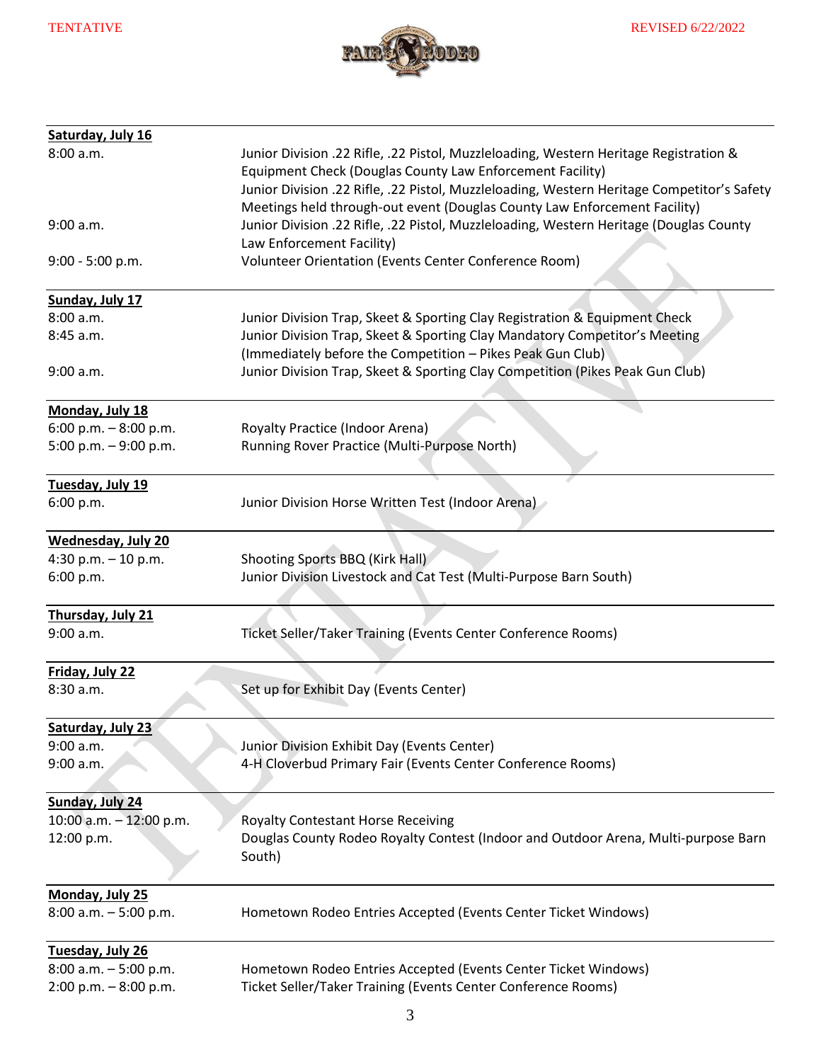TENTATIVE

REVISED 6/22/2022

| **Saturday, July 16** | |
|---|---|
| 8:00 a.m. | Junior Division .22 Rifle, .22 Pistol, Muzzleloading, Western Heritage Registration & Equipment Check (Douglas County Law Enforcement Facility) |
| | Junior Division .22 Rifle, .22 Pistol, Muzzleloading, Western Heritage Competitor's Safety Meetings held through-out event (Douglas County Law Enforcement Facility) |
| 9:00 a.m. | Junior Division .22 Rifle, .22 Pistol, Muzzleloading, Western Heritage (Douglas County Law Enforcement Facility) |
| 9:00 - 5:00 p.m. | Volunteer Orientation (Events Center Conference Room) |

| **Sunday, July 17** | |
|---|---|
| 8:00 a.m. | Junior Division Trap, Skeet & Sporting Clay Registration & Equipment Check |
| 8:45 a.m. | Junior Division Trap, Skeet & Sporting Clay Mandatory Competitor's Meeting (Immediately before the Competition – Pikes Peak Gun Club) |
| 9:00 a.m. | Junior Division Trap, Skeet & Sporting Clay Competition (Pikes Peak Gun Club) |

| **Monday, July 18** | |
|---|---|
| 6:00 p.m. – 8:00 p.m. | Royalty Practice (Indoor Arena) |
| 5:00 p.m. – 9:00 p.m. | Running Rover Practice (Multi-Purpose North) |

| **Tuesday, July 19** | |
|---|---|
| 6:00 p.m. | Junior Division Horse Written Test (Indoor Arena) |

| **Wednesday, July 20** | |
|---|---|
| 4:30 p.m. – 10 p.m. | Shooting Sports BBQ (Kirk Hall) |
| 6:00 p.m. | Junior Division Livestock and Cat Test (Multi-Purpose Barn South) |

| **Thursday, July 21** | |
|---|---|
| 9:00 a.m. | Ticket Seller/Taker Training (Events Center Conference Rooms) |

| **Friday, July 22** | |
|---|---|
| 8:30 a.m. | Set up for Exhibit Day (Events Center) |

| **Saturday, July 23** | |
|---|---|
| 9:00 a.m. | Junior Division Exhibit Day (Events Center) |
| 9:00 a.m. | 4-H Cloverbud Primary Fair (Events Center Conference Rooms) |

| **Sunday, July 24** | |
|---|---|
| 10:00 a.m. – 12:00 p.m. | Royalty Contestant Horse Receiving |
| 12:00 p.m. | Douglas County Rodeo Royalty Contest (Indoor and Outdoor Arena, Multi-purpose Barn South) |

| **Monday, July 25** | |
|---|---|
| 8:00 a.m. – 5:00 p.m. | Hometown Rodeo Entries Accepted (Events Center Ticket Windows) |

| **Tuesday, July 26** | |
|---|---|
| 8:00 a.m. – 5:00 p.m. | Hometown Rodeo Entries Accepted (Events Center Ticket Windows) |
| 2:00 p.m. – 8:00 p.m. | Ticket Seller/Taker Training (Events Center Conference Rooms) |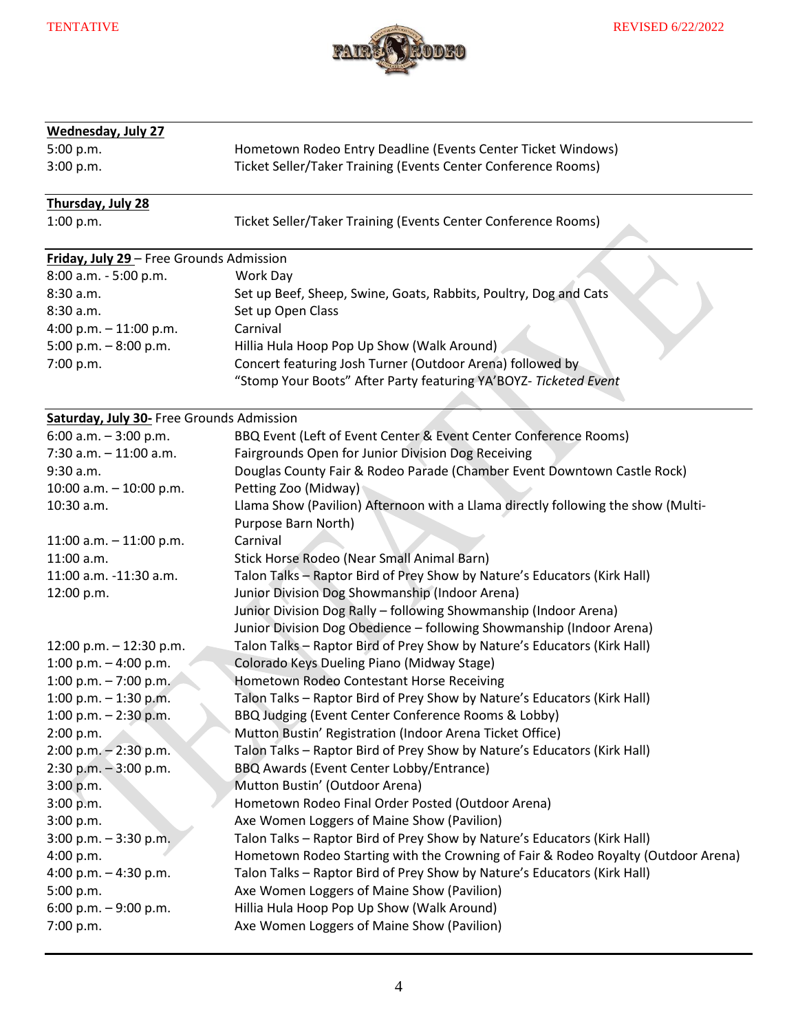TENTATIVE

REVISED 6/22/2022

**Wednesday, July 27**

| | |
|---|---|
| 5:00 p.m. | Hometown Rodeo Entry Deadline (Events Center Ticket Windows) |
| 3:00 p.m. | Ticket Seller/Taker Training (Events Center Conference Rooms) |

**Thursday, July 28**

| | |
|---|---|
| 1:00 p.m. | Ticket Seller/Taker Training (Events Center Conference Rooms) |

**Friday, July 29** – Free Grounds Admission

| | |
|---|---|
| 8:00 a.m. - 5:00 p.m. | Work Day |
| 8:30 a.m. | Set up Beef, Sheep, Swine, Goats, Rabbits, Poultry, Dog and Cats |
| 8:30 a.m. | Set up Open Class |
| 4:00 p.m. – 11:00 p.m. | Carnival |
| 5:00 p.m. – 8:00 p.m. | Hillia Hula Hoop Pop Up Show (Walk Around) |
| 7:00 p.m. | Concert featuring Josh Turner (Outdoor Arena) followed by "Stomp Your Boots" After Party featuring YA'BOYZ- *Ticketed Event* |

**Saturday, July 30-** Free Grounds Admission

| | |
|---|---|
| 6:00 a.m. – 3:00 p.m. | BBQ Event (Left of Event Center & Event Center Conference Rooms) |
| 7:30 a.m. – 11:00 a.m. | Fairgrounds Open for Junior Division Dog Receiving |
| 9:30 a.m. | Douglas County Fair & Rodeo Parade (Chamber Event Downtown Castle Rock) |
| 10:00 a.m. – 10:00 p.m. | Petting Zoo (Midway) |
| 10:30 a.m. | Llama Show (Pavilion) Afternoon with a Llama directly following the show (Multi-Purpose Barn North) |
| 11:00 a.m. – 11:00 p.m. | Carnival |
| 11:00 a.m. | Stick Horse Rodeo (Near Small Animal Barn) |
| 11:00 a.m. -11:30 a.m. | Talon Talks – Raptor Bird of Prey Show by Nature's Educators (Kirk Hall) |
| 12:00 p.m. | Junior Division Dog Showmanship (Indoor Arena) |
| | Junior Division Dog Rally – following Showmanship (Indoor Arena) |
| | Junior Division Dog Obedience – following Showmanship (Indoor Arena) |
| 12:00 p.m. – 12:30 p.m. | Talon Talks – Raptor Bird of Prey Show by Nature's Educators (Kirk Hall) |
| 1:00 p.m. – 4:00 p.m. | Colorado Keys Dueling Piano (Midway Stage) |
| 1:00 p.m. – 7:00 p.m. | Hometown Rodeo Contestant Horse Receiving |
| 1:00 p.m. – 1:30 p.m. | Talon Talks – Raptor Bird of Prey Show by Nature's Educators (Kirk Hall) |
| 1:00 p.m. – 2:30 p.m. | BBQ Judging (Event Center Conference Rooms & Lobby) |
| 2:00 p.m. | Mutton Bustin' Registration (Indoor Arena Ticket Office) |
| 2:00 p.m. – 2:30 p.m. | Talon Talks – Raptor Bird of Prey Show by Nature's Educators (Kirk Hall) |
| 2:30 p.m. – 3:00 p.m. | BBQ Awards (Event Center Lobby/Entrance) |
| 3:00 p.m. | Mutton Bustin' (Outdoor Arena) |
| 3:00 p.m. | Hometown Rodeo Final Order Posted (Outdoor Arena) |
| 3:00 p.m. | Axe Women Loggers of Maine Show (Pavilion) |
| 3:00 p.m. – 3:30 p.m. | Talon Talks – Raptor Bird of Prey Show by Nature's Educators (Kirk Hall) |
| 4:00 p.m. | Hometown Rodeo Starting with the Crowning of Fair & Rodeo Royalty (Outdoor Arena) |
| 4:00 p.m. – 4:30 p.m. | Talon Talks – Raptor Bird of Prey Show by Nature's Educators (Kirk Hall) |
| 5:00 p.m. | Axe Women Loggers of Maine Show (Pavilion) |
| 6:00 p.m. – 9:00 p.m. | Hillia Hula Hoop Pop Up Show (Walk Around) |
| 7:00 p.m. | Axe Women Loggers of Maine Show (Pavilion) |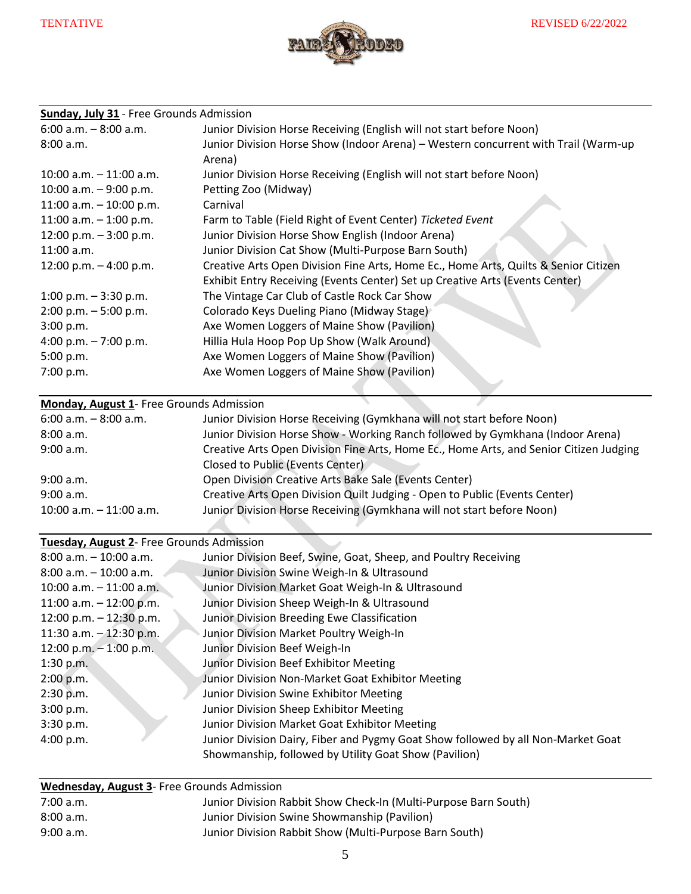TENTATIVE | REVISED 6/22/2022

**Sunday, July 31** - Free Grounds Admission

| | |
|---|---|
| 6:00 a.m. – 8:00 a.m. | Junior Division Horse Receiving (English will not start before Noon) |
| 8:00 a.m. | Junior Division Horse Show (Indoor Arena) – Western concurrent with Trail (Warm-up Arena) |
| 10:00 a.m. – 11:00 a.m. | Junior Division Horse Receiving (English will not start before Noon) |
| 10:00 a.m. – 9:00 p.m. | Petting Zoo (Midway) |
| 11:00 a.m. – 10:00 p.m. | Carnival |
| 11:00 a.m. – 1:00 p.m. | Farm to Table (Field Right of Event Center) *Ticketed Event* |
| 12:00 p.m. – 3:00 p.m. | Junior Division Horse Show English (Indoor Arena) |
| 11:00 a.m. | Junior Division Cat Show (Multi-Purpose Barn South) |
| 12:00 p.m. – 4:00 p.m. | Creative Arts Open Division Fine Arts, Home Ec., Home Arts, Quilts & Senior Citizen Exhibit Entry Receiving (Events Center) Set up Creative Arts (Events Center) |
| 1:00 p.m. – 3:30 p.m. | The Vintage Car Club of Castle Rock Car Show |
| 2:00 p.m. – 5:00 p.m. | Colorado Keys Dueling Piano (Midway Stage) |
| 3:00 p.m. | Axe Women Loggers of Maine Show (Pavilion) |
| 4:00 p.m. – 7:00 p.m. | Hillia Hula Hoop Pop Up Show (Walk Around) |
| 5:00 p.m. | Axe Women Loggers of Maine Show (Pavilion) |
| 7:00 p.m. | Axe Women Loggers of Maine Show (Pavilion) |

**Monday, August 1**- Free Grounds Admission

| | |
|---|---|
| 6:00 a.m. – 8:00 a.m. | Junior Division Horse Receiving (Gymkhana will not start before Noon) |
| 8:00 a.m. | Junior Division Horse Show - Working Ranch followed by Gymkhana (Indoor Arena) |
| 9:00 a.m. | Creative Arts Open Division Fine Arts, Home Ec., Home Arts, and Senior Citizen Judging Closed to Public (Events Center) |
| 9:00 a.m. | Open Division Creative Arts Bake Sale (Events Center) |
| 9:00 a.m. | Creative Arts Open Division Quilt Judging - Open to Public (Events Center) |
| 10:00 a.m. – 11:00 a.m. | Junior Division Horse Receiving (Gymkhana will not start before Noon) |

**Tuesday, August 2**- Free Grounds Admission

| | |
|---|---|
| 8:00 a.m. – 10:00 a.m. | Junior Division Beef, Swine, Goat, Sheep, and Poultry Receiving |
| 8:00 a.m. – 10:00 a.m. | Junior Division Swine Weigh-In & Ultrasound |
| 10:00 a.m. – 11:00 a.m. | Junior Division Market Goat Weigh-In & Ultrasound |
| 11:00 a.m. – 12:00 p.m. | Junior Division Sheep Weigh-In & Ultrasound |
| 12:00 p.m. – 12:30 p.m. | Junior Division Breeding Ewe Classification |
| 11:30 a.m. – 12:30 p.m. | Junior Division Market Poultry Weigh-In |
| 12:00 p.m. – 1:00 p.m. | Junior Division Beef Weigh-In |
| 1:30 p.m. | Junior Division Beef Exhibitor Meeting |
| 2:00 p.m. | Junior Division Non-Market Goat Exhibitor Meeting |
| 2:30 p.m. | Junior Division Swine Exhibitor Meeting |
| 3:00 p.m. | Junior Division Sheep Exhibitor Meeting |
| 3:30 p.m. | Junior Division Market Goat Exhibitor Meeting |
| 4:00 p.m. | Junior Division Dairy, Fiber and Pygmy Goat Show followed by all Non-Market Goat Showmanship, followed by Utility Goat Show (Pavilion) |

**Wednesday, August 3**- Free Grounds Admission

| | |
|---|---|
| 7:00 a.m. | Junior Division Rabbit Show Check-In (Multi-Purpose Barn South) |
| 8:00 a.m. | Junior Division Swine Showmanship (Pavilion) |
| 9:00 a.m. | Junior Division Rabbit Show (Multi-Purpose Barn South) |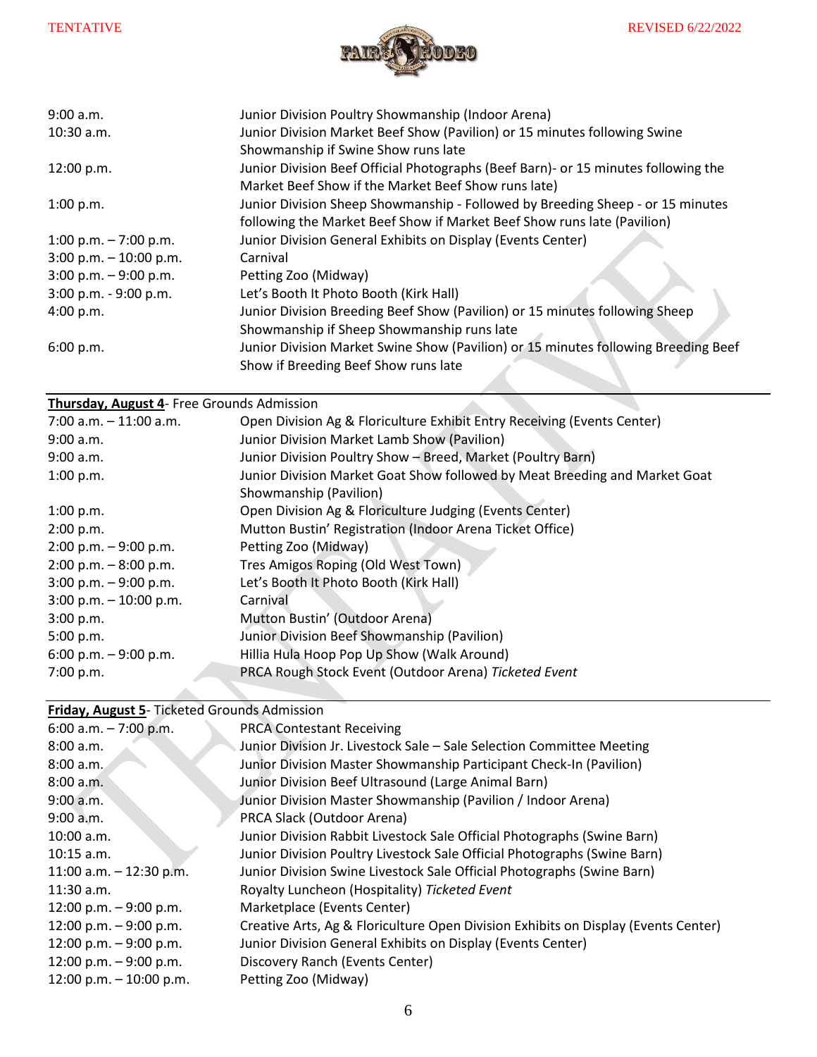TENTATIVE REVISED 6/22/2022

| | |
|---|---|
| 9:00 a.m. | Junior Division Poultry Showmanship (Indoor Arena) |
| 10:30 a.m. | Junior Division Market Beef Show (Pavilion) or 15 minutes following Swine Showmanship if Swine Show runs late |
| 12:00 p.m. | Junior Division Beef Official Photographs (Beef Barn)- or 15 minutes following the Market Beef Show if the Market Beef Show runs late) |
| 1:00 p.m. | Junior Division Sheep Showmanship - Followed by Breeding Sheep - or 15 minutes following the Market Beef Show if Market Beef Show runs late (Pavilion) |
| 1:00 p.m. – 7:00 p.m. | Junior Division General Exhibits on Display (Events Center) |
| 3:00 p.m. – 10:00 p.m. | Carnival |
| 3:00 p.m. – 9:00 p.m. | Petting Zoo (Midway) |
| 3:00 p.m. - 9:00 p.m. | Let's Booth It Photo Booth (Kirk Hall) |
| 4:00 p.m. | Junior Division Breeding Beef Show (Pavilion) or 15 minutes following Sheep Showmanship if Sheep Showmanship runs late |
| 6:00 p.m. | Junior Division Market Swine Show (Pavilion) or 15 minutes following Breeding Beef Show if Breeding Beef Show runs late |

**Thursday, August 4**- Free Grounds Admission

| | |
|---|---|
| 7:00 a.m. – 11:00 a.m. | Open Division Ag & Floriculture Exhibit Entry Receiving (Events Center) |
| 9:00 a.m. | Junior Division Market Lamb Show (Pavilion) |
| 9:00 a.m. | Junior Division Poultry Show – Breed, Market (Poultry Barn) |
| 1:00 p.m. | Junior Division Market Goat Show followed by Meat Breeding and Market Goat Showmanship (Pavilion) |
| 1:00 p.m. | Open Division Ag & Floriculture Judging (Events Center) |
| 2:00 p.m. | Mutton Bustin' Registration (Indoor Arena Ticket Office) |
| 2:00 p.m. – 9:00 p.m. | Petting Zoo (Midway) |
| 2:00 p.m. – 8:00 p.m. | Tres Amigos Roping (Old West Town) |
| 3:00 p.m. – 9:00 p.m. | Let's Booth It Photo Booth (Kirk Hall) |
| 3:00 p.m. – 10:00 p.m. | Carnival |
| 3:00 p.m. | Mutton Bustin' (Outdoor Arena) |
| 5:00 p.m. | Junior Division Beef Showmanship (Pavilion) |
| 6:00 p.m. – 9:00 p.m. | Hillia Hula Hoop Pop Up Show (Walk Around) |
| 7:00 p.m. | PRCA Rough Stock Event (Outdoor Arena) *Ticketed Event* |

**Friday, August 5**- Ticketed Grounds Admission

| | |
|---|---|
| 6:00 a.m. – 7:00 p.m. | PRCA Contestant Receiving |
| 8:00 a.m. | Junior Division Jr. Livestock Sale – Sale Selection Committee Meeting |
| 8:00 a.m. | Junior Division Master Showmanship Participant Check-In (Pavilion) |
| 8:00 a.m. | Junior Division Beef Ultrasound (Large Animal Barn) |
| 9:00 a.m. | Junior Division Master Showmanship (Pavilion / Indoor Arena) |
| 9:00 a.m. | PRCA Slack (Outdoor Arena) |
| 10:00 a.m. | Junior Division Rabbit Livestock Sale Official Photographs (Swine Barn) |
| 10:15 a.m. | Junior Division Poultry Livestock Sale Official Photographs (Swine Barn) |
| 11:00 a.m. – 12:30 p.m. | Junior Division Swine Livestock Sale Official Photographs (Swine Barn) |
| 11:30 a.m. | Royalty Luncheon (Hospitality) *Ticketed Event* |
| 12:00 p.m. – 9:00 p.m. | Marketplace (Events Center) |
| 12:00 p.m. – 9:00 p.m. | Creative Arts, Ag & Floriculture Open Division Exhibits on Display (Events Center) |
| 12:00 p.m. – 9:00 p.m. | Junior Division General Exhibits on Display (Events Center) |
| 12:00 p.m. – 9:00 p.m. | Discovery Ranch (Events Center) |
| 12:00 p.m. – 10:00 p.m. | Petting Zoo (Midway) |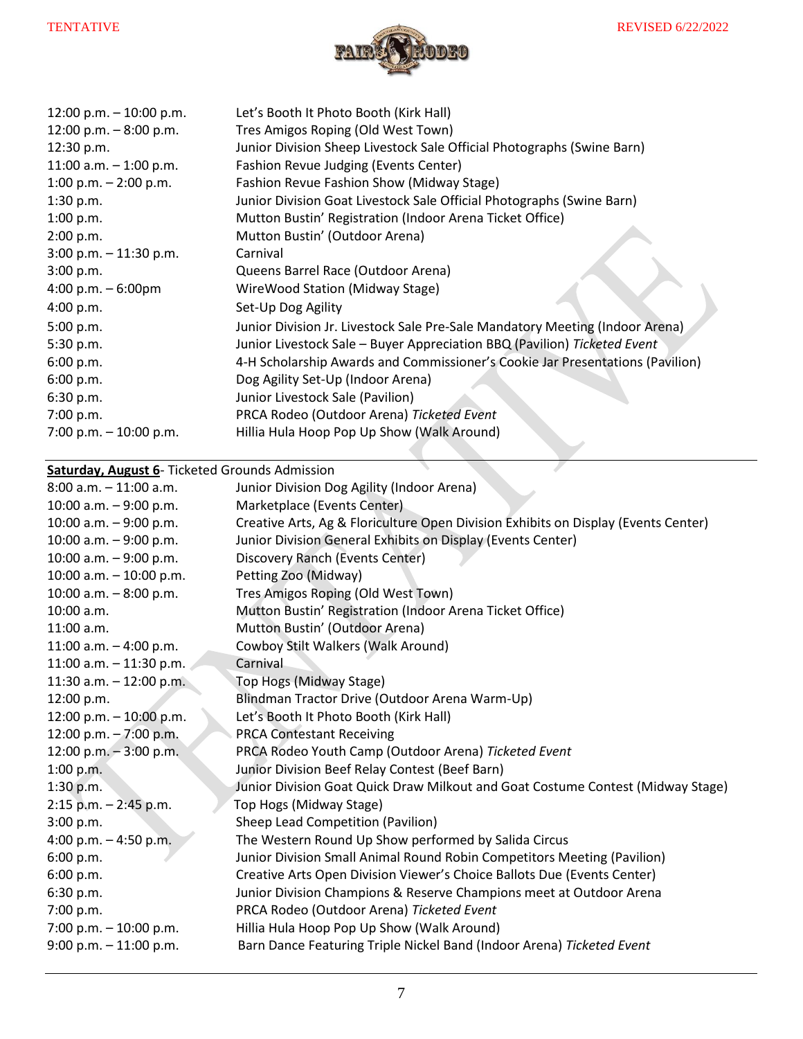| | |
|---|---|
| 12:00 p.m. – 10:00 p.m. | Let's Booth It Photo Booth (Kirk Hall) |
| 12:00 p.m. – 8:00 p.m. | Tres Amigos Roping (Old West Town) |
| 12:30 p.m. | Junior Division Sheep Livestock Sale Official Photographs (Swine Barn) |
| 11:00 a.m. – 1:00 p.m. | Fashion Revue Judging (Events Center) |
| 1:00 p.m. – 2:00 p.m. | Fashion Revue Fashion Show (Midway Stage) |
| 1:30 p.m. | Junior Division Goat Livestock Sale Official Photographs (Swine Barn) |
| 1:00 p.m. | Mutton Bustin' Registration (Indoor Arena Ticket Office) |
| 2:00 p.m. | Mutton Bustin' (Outdoor Arena) |
| 3:00 p.m. – 11:30 p.m. | Carnival |
| 3:00 p.m. | Queens Barrel Race (Outdoor Arena) |
| 4:00 p.m. – 6:00pm | WireWood Station (Midway Stage) |
| 4:00 p.m. | Set-Up Dog Agility |
| 5:00 p.m. | Junior Division Jr. Livestock Sale Pre-Sale Mandatory Meeting (Indoor Arena) |
| 5:30 p.m. | Junior Livestock Sale – Buyer Appreciation BBQ (Pavilion) *Ticketed Event* |
| 6:00 p.m. | 4-H Scholarship Awards and Commissioner's Cookie Jar Presentations (Pavilion) |
| 6:00 p.m. | Dog Agility Set-Up (Indoor Arena) |
| 6:30 p.m. | Junior Livestock Sale (Pavilion) |
| 7:00 p.m. | PRCA Rodeo (Outdoor Arena) *Ticketed Event* |
| 7:00 p.m. – 10:00 p.m. | Hillia Hula Hoop Pop Up Show (Walk Around) |

**Saturday, August 6**- Ticketed Grounds Admission

| | |
|---|---|
| 8:00 a.m. – 11:00 a.m. | Junior Division Dog Agility (Indoor Arena) |
| 10:00 a.m. – 9:00 p.m. | Marketplace (Events Center) |
| 10:00 a.m. – 9:00 p.m. | Creative Arts, Ag & Floriculture Open Division Exhibits on Display (Events Center) |
| 10:00 a.m. – 9:00 p.m. | Junior Division General Exhibits on Display (Events Center) |
| 10:00 a.m. – 9:00 p.m. | Discovery Ranch (Events Center) |
| 10:00 a.m. – 10:00 p.m. | Petting Zoo (Midway) |
| 10:00 a.m. – 8:00 p.m. | Tres Amigos Roping (Old West Town) |
| 10:00 a.m. | Mutton Bustin' Registration (Indoor Arena Ticket Office) |
| 11:00 a.m. | Mutton Bustin' (Outdoor Arena) |
| 11:00 a.m. – 4:00 p.m. | Cowboy Stilt Walkers (Walk Around) |
| 11:00 a.m. – 11:30 p.m. | Carnival |
| 11:30 a.m. – 12:00 p.m. | Top Hogs (Midway Stage) |
| 12:00 p.m. | Blindman Tractor Drive (Outdoor Arena Warm-Up) |
| 12:00 p.m. – 10:00 p.m. | Let's Booth It Photo Booth (Kirk Hall) |
| 12:00 p.m. – 7:00 p.m. | PRCA Contestant Receiving |
| 12:00 p.m. – 3:00 p.m. | PRCA Rodeo Youth Camp (Outdoor Arena) *Ticketed Event* |
| 1:00 p.m. | Junior Division Beef Relay Contest (Beef Barn) |
| 1:30 p.m. | Junior Division Goat Quick Draw Milkout and Goat Costume Contest (Midway Stage) |
| 2:15 p.m. – 2:45 p.m. | Top Hogs (Midway Stage) |
| 3:00 p.m. | Sheep Lead Competition (Pavilion) |
| 4:00 p.m. – 4:50 p.m. | The Western Round Up Show performed by Salida Circus |
| 6:00 p.m. | Junior Division Small Animal Round Robin Competitors Meeting (Pavilion) |
| 6:00 p.m. | Creative Arts Open Division Viewer's Choice Ballots Due (Events Center) |
| 6:30 p.m. | Junior Division Champions & Reserve Champions meet at Outdoor Arena |
| 7:00 p.m. | PRCA Rodeo (Outdoor Arena) *Ticketed Event* |
| 7:00 p.m. – 10:00 p.m. | Hillia Hula Hoop Pop Up Show (Walk Around) |
| 9:00 p.m. – 11:00 p.m. | Barn Dance Featuring Triple Nickel Band (Indoor Arena) *Ticketed Event* |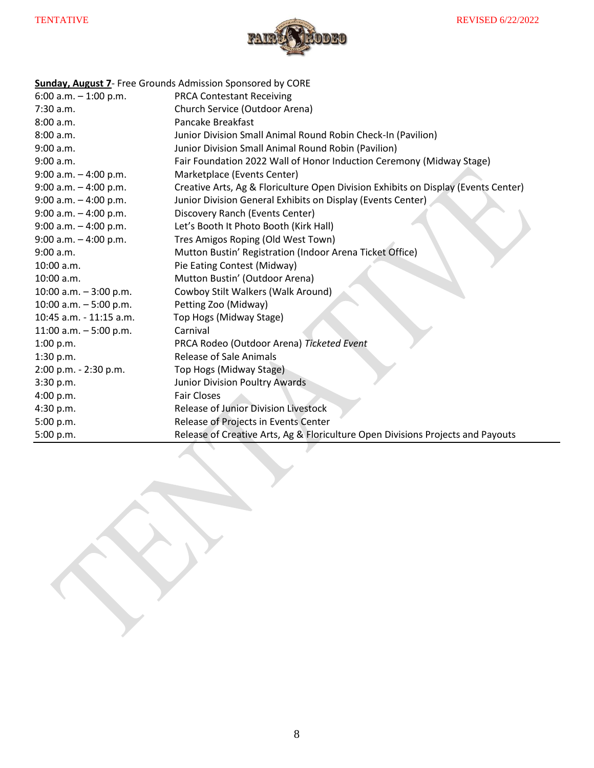TENTATIVE

REVISED 6/22/2022

**Sunday, August 7**- Free Grounds Admission Sponsored by CORE

| | |
|---|---|
| 6:00 a.m. – 1:00 p.m. | PRCA Contestant Receiving |
| 7:30 a.m. | Church Service (Outdoor Arena) |
| 8:00 a.m. | Pancake Breakfast |
| 8:00 a.m. | Junior Division Small Animal Round Robin Check-In (Pavilion) |
| 9:00 a.m. | Junior Division Small Animal Round Robin (Pavilion) |
| 9:00 a.m. | Fair Foundation 2022 Wall of Honor Induction Ceremony (Midway Stage) |
| 9:00 a.m. – 4:00 p.m. | Marketplace (Events Center) |
| 9:00 a.m. – 4:00 p.m. | Creative Arts, Ag & Floriculture Open Division Exhibits on Display (Events Center) |
| 9:00 a.m. – 4:00 p.m. | Junior Division General Exhibits on Display (Events Center) |
| 9:00 a.m. – 4:00 p.m. | Discovery Ranch (Events Center) |
| 9:00 a.m. – 4:00 p.m. | Let's Booth It Photo Booth (Kirk Hall) |
| 9:00 a.m. – 4:00 p.m. | Tres Amigos Roping (Old West Town) |
| 9:00 a.m. | Mutton Bustin' Registration (Indoor Arena Ticket Office) |
| 10:00 a.m. | Pie Eating Contest (Midway) |
| 10:00 a.m. | Mutton Bustin' (Outdoor Arena) |
| 10:00 a.m. – 3:00 p.m. | Cowboy Stilt Walkers (Walk Around) |
| 10:00 a.m. – 5:00 p.m. | Petting Zoo (Midway) |
| 10:45 a.m. - 11:15 a.m. | Top Hogs (Midway Stage) |
| 11:00 a.m. – 5:00 p.m. | Carnival |
| 1:00 p.m. | PRCA Rodeo (Outdoor Arena) *Ticketed Event* |
| 1:30 p.m. | Release of Sale Animals |
| 2:00 p.m. - 2:30 p.m. | Top Hogs (Midway Stage) |
| 3:30 p.m. | Junior Division Poultry Awards |
| 4:00 p.m. | Fair Closes |
| 4:30 p.m. | Release of Junior Division Livestock |
| 5:00 p.m. | Release of Projects in Events Center |
| 5:00 p.m. | Release of Creative Arts, Ag & Floriculture Open Divisions Projects and Payouts |